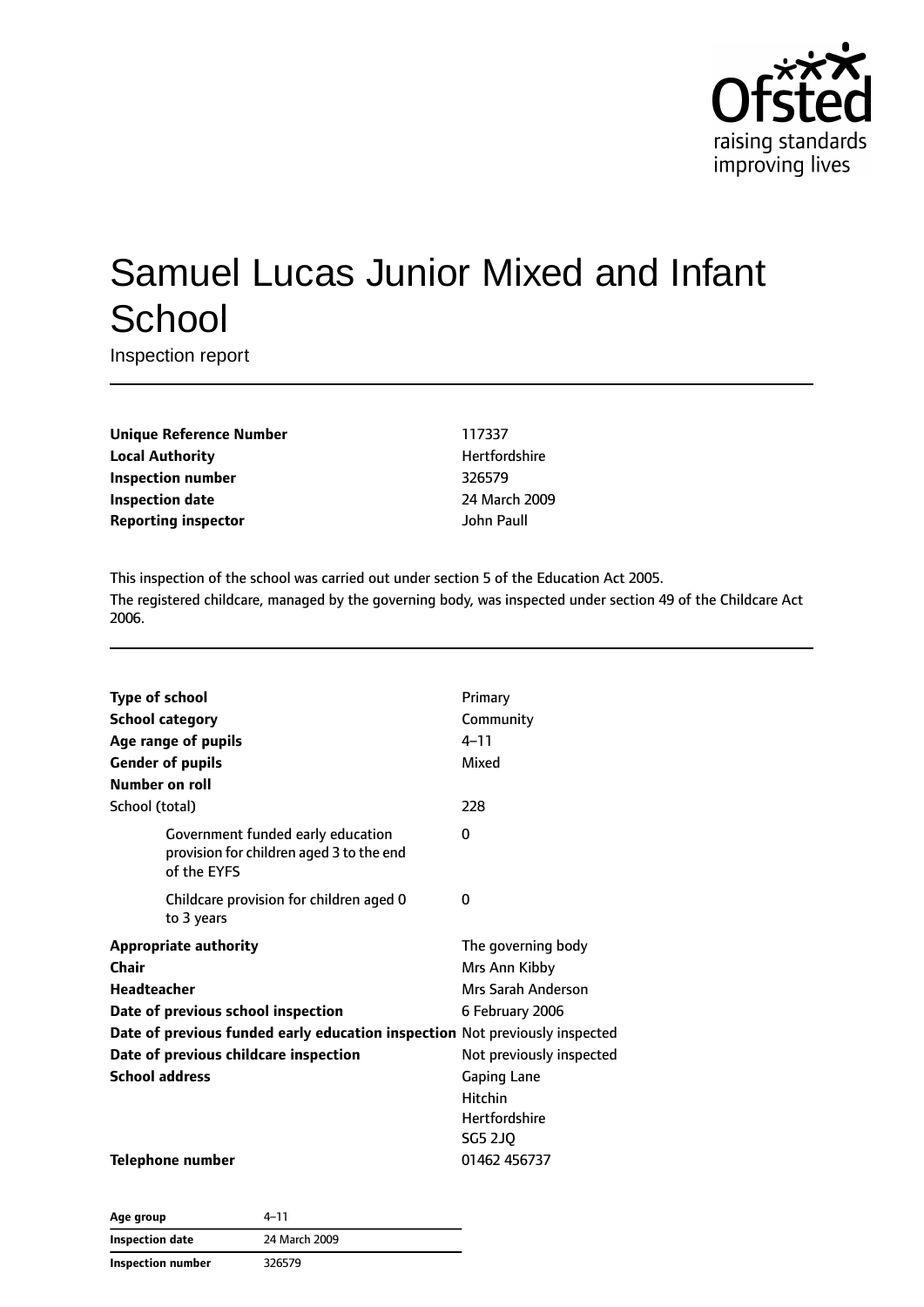# Samuel Lucas Junior Mixed and Infant School

Inspection report

| | |
|---|---|
| **Unique Reference Number** | 117337 |
| **Local Authority** | Hertfordshire |
| **Inspection number** | 326579 |
| **Inspection date** | 24 March 2009 |
| **Reporting inspector** | John Paull |

This inspection of the school was carried out under section 5 of the Education Act 2005.

The registered childcare, managed by the governing body, was inspected under section 49 of the Childcare Act 2006.

| | |
|---|---|
| **Type of school** | Primary |
| **School category** | Community |
| **Age range of pupils** | 4–11 |
| **Gender of pupils** | Mixed |
| **Number on roll** | |
| School (total) | 228 |
| Government funded early education provision for children aged 3 to the end of the EYFS | 0 |
| Childcare provision for children aged 0 to 3 years | 0 |
| **Appropriate authority** | The governing body |
| **Chair** | Mrs Ann Kibby |
| **Headteacher** | Mrs Sarah Anderson |
| **Date of previous school inspection** | 6 February 2006 |
| **Date of previous funded early education inspection** | Not previously inspected |
| **Date of previous childcare inspection** | Not previously inspected |
| **School address** | Gaping Lane<br>Hitchin<br>Hertfordshire<br>SG5 2JQ |
| **Telephone number** | 01462 456737 |

| | |
|---|---|
| **Age group** | 4–11 |
| **Inspection date** | 24 March 2009 |
| **Inspection number** | 326579 |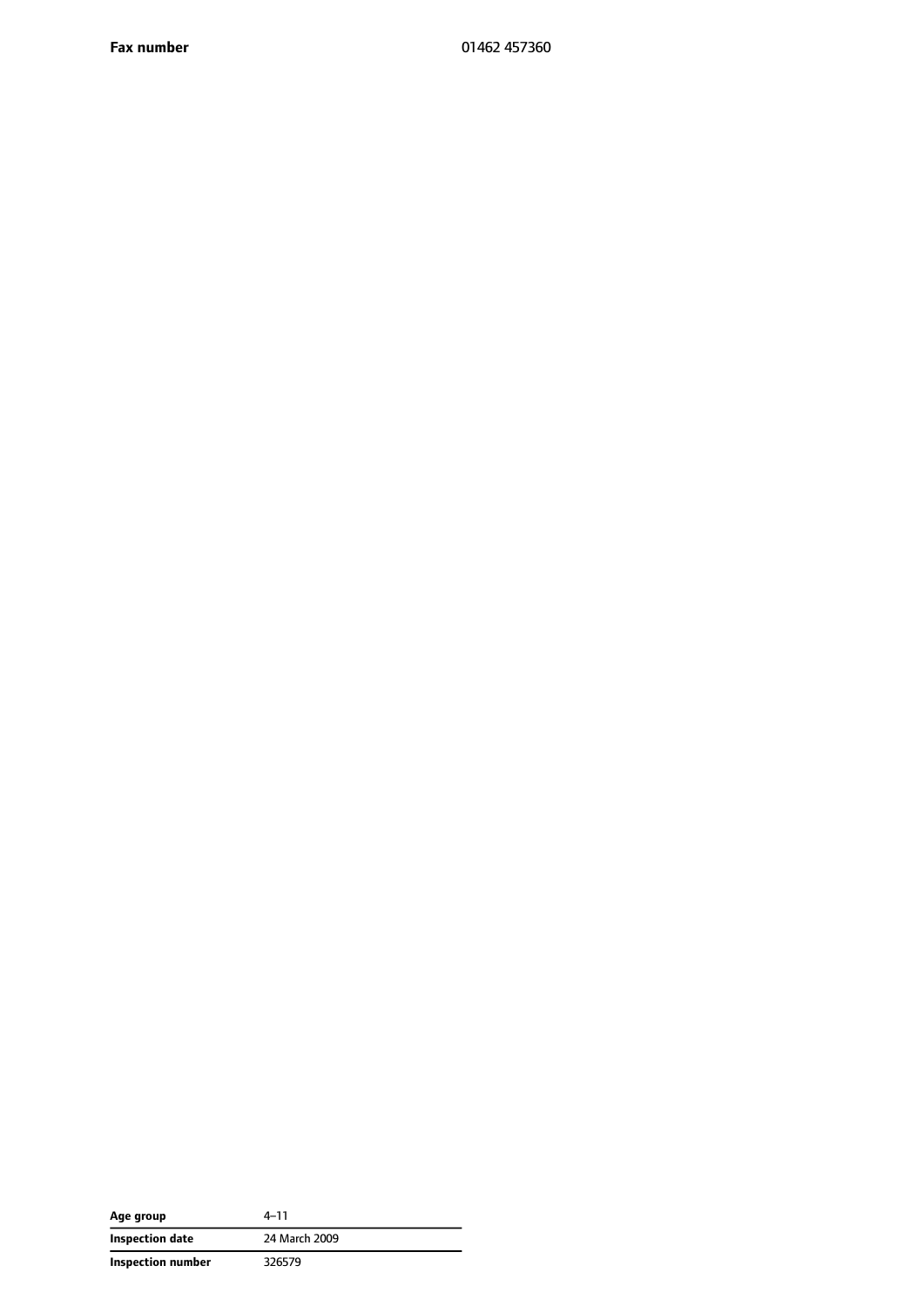| | |
|---|---|
| **Fax number** | 01462 457360 |

| | |
|---|---|
| **Age group** | 4–11 |
| **Inspection date** | 24 March 2009 |
| **Inspection number** | 326579 |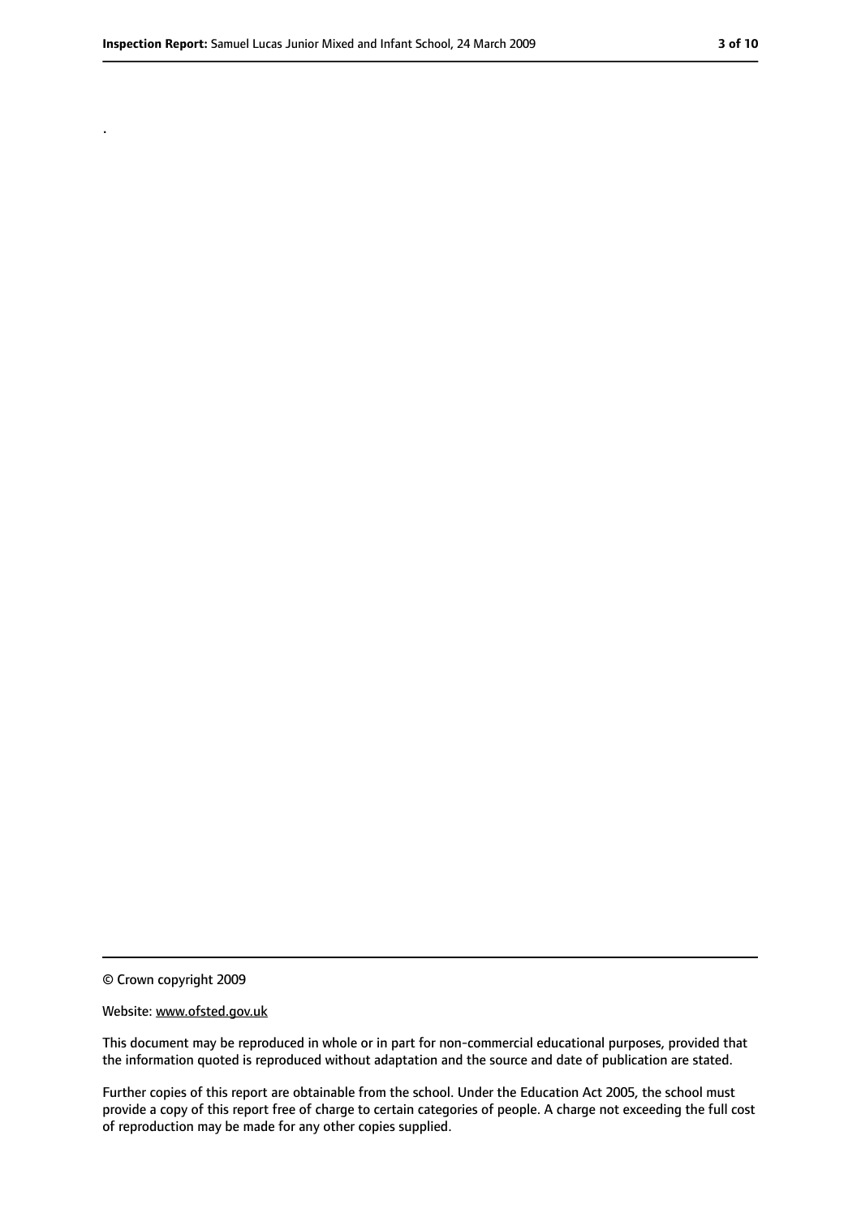.

© Crown copyright 2009

Website: www.ofsted.gov.uk

This document may be reproduced in whole or in part for non-commercial educational purposes, provided that the information quoted is reproduced without adaptation and the source and date of publication are stated.

Further copies of this report are obtainable from the school. Under the Education Act 2005, the school must provide a copy of this report free of charge to certain categories of people. A charge not exceeding the full cost of reproduction may be made for any other copies supplied.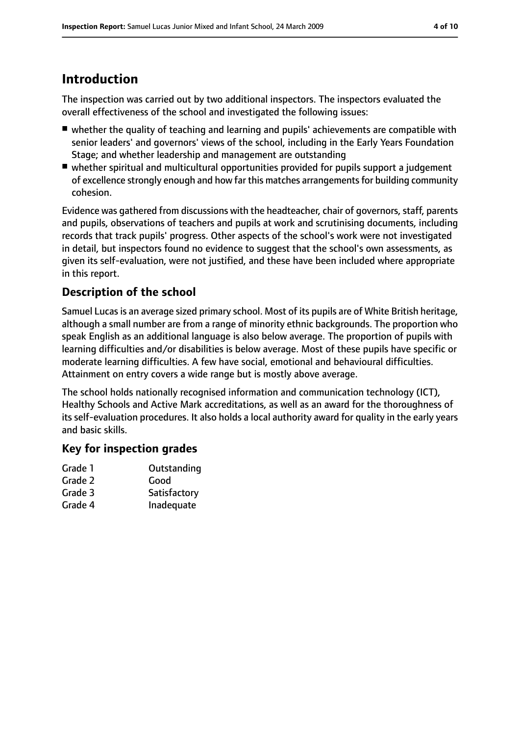# Introduction

The inspection was carried out by two additional inspectors. The inspectors evaluated the overall effectiveness of the school and investigated the following issues:

- whether the quality of teaching and learning and pupils' achievements are compatible with senior leaders' and governors' views of the school, including in the Early Years Foundation Stage; and whether leadership and management are outstanding
- whether spiritual and multicultural opportunities provided for pupils support a judgement of excellence strongly enough and how far this matches arrangements for building community cohesion.

Evidence was gathered from discussions with the headteacher, chair of governors, staff, parents and pupils, observations of teachers and pupils at work and scrutinising documents, including records that track pupils' progress. Other aspects of the school's work were not investigated in detail, but inspectors found no evidence to suggest that the school's own assessments, as given its self-evaluation, were not justified, and these have been included where appropriate in this report.

## Description of the school

Samuel Lucas is an average sized primary school. Most of its pupils are of White British heritage, although a small number are from a range of minority ethnic backgrounds. The proportion who speak English as an additional language is also below average. The proportion of pupils with learning difficulties and/or disabilities is below average. Most of these pupils have specific or moderate learning difficulties. A few have social, emotional and behavioural difficulties. Attainment on entry covers a wide range but is mostly above average.

The school holds nationally recognised information and communication technology (ICT), Healthy Schools and Active Mark accreditations, as well as an award for the thoroughness of its self-evaluation procedures. It also holds a local authority award for quality in the early years and basic skills.

## Key for inspection grades

| | |
|---|---|
| Grade 1 | Outstanding |
| Grade 2 | Good |
| Grade 3 | Satisfactory |
| Grade 4 | Inadequate |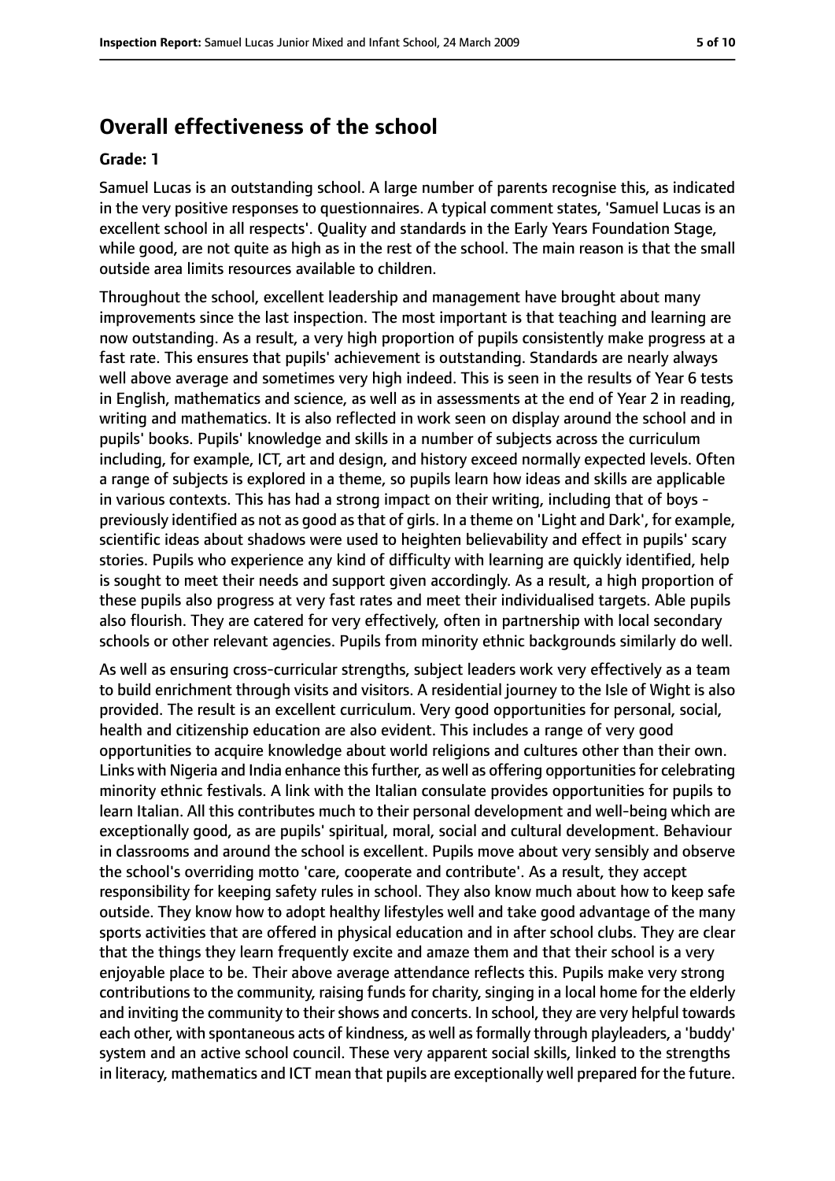## Overall effectiveness of the school

**Grade: 1**

Samuel Lucas is an outstanding school. A large number of parents recognise this, as indicated in the very positive responses to questionnaires. A typical comment states, 'Samuel Lucas is an excellent school in all respects'. Quality and standards in the Early Years Foundation Stage, while good, are not quite as high as in the rest of the school. The main reason is that the small outside area limits resources available to children.

Throughout the school, excellent leadership and management have brought about many improvements since the last inspection. The most important is that teaching and learning are now outstanding. As a result, a very high proportion of pupils consistently make progress at a fast rate. This ensures that pupils' achievement is outstanding. Standards are nearly always well above average and sometimes very high indeed. This is seen in the results of Year 6 tests in English, mathematics and science, as well as in assessments at the end of Year 2 in reading, writing and mathematics. It is also reflected in work seen on display around the school and in pupils' books. Pupils' knowledge and skills in a number of subjects across the curriculum including, for example, ICT, art and design, and history exceed normally expected levels. Often a range of subjects is explored in a theme, so pupils learn how ideas and skills are applicable in various contexts. This has had a strong impact on their writing, including that of boys - previously identified as not as good as that of girls. In a theme on 'Light and Dark', for example, scientific ideas about shadows were used to heighten believability and effect in pupils' scary stories. Pupils who experience any kind of difficulty with learning are quickly identified, help is sought to meet their needs and support given accordingly. As a result, a high proportion of these pupils also progress at very fast rates and meet their individualised targets. Able pupils also flourish. They are catered for very effectively, often in partnership with local secondary schools or other relevant agencies. Pupils from minority ethnic backgrounds similarly do well.

As well as ensuring cross-curricular strengths, subject leaders work very effectively as a team to build enrichment through visits and visitors. A residential journey to the Isle of Wight is also provided. The result is an excellent curriculum. Very good opportunities for personal, social, health and citizenship education are also evident. This includes a range of very good opportunities to acquire knowledge about world religions and cultures other than their own. Links with Nigeria and India enhance this further, as well as offering opportunities for celebrating minority ethnic festivals. A link with the Italian consulate provides opportunities for pupils to learn Italian. All this contributes much to their personal development and well-being which are exceptionally good, as are pupils' spiritual, moral, social and cultural development. Behaviour in classrooms and around the school is excellent. Pupils move about very sensibly and observe the school's overriding motto 'care, cooperate and contribute'. As a result, they accept responsibility for keeping safety rules in school. They also know much about how to keep safe outside. They know how to adopt healthy lifestyles well and take good advantage of the many sports activities that are offered in physical education and in after school clubs. They are clear that the things they learn frequently excite and amaze them and that their school is a very enjoyable place to be. Their above average attendance reflects this. Pupils make very strong contributions to the community, raising funds for charity, singing in a local home for the elderly and inviting the community to their shows and concerts. In school, they are very helpful towards each other, with spontaneous acts of kindness, as well as formally through playleaders, a 'buddy' system and an active school council. These very apparent social skills, linked to the strengths in literacy, mathematics and ICT mean that pupils are exceptionally well prepared for the future.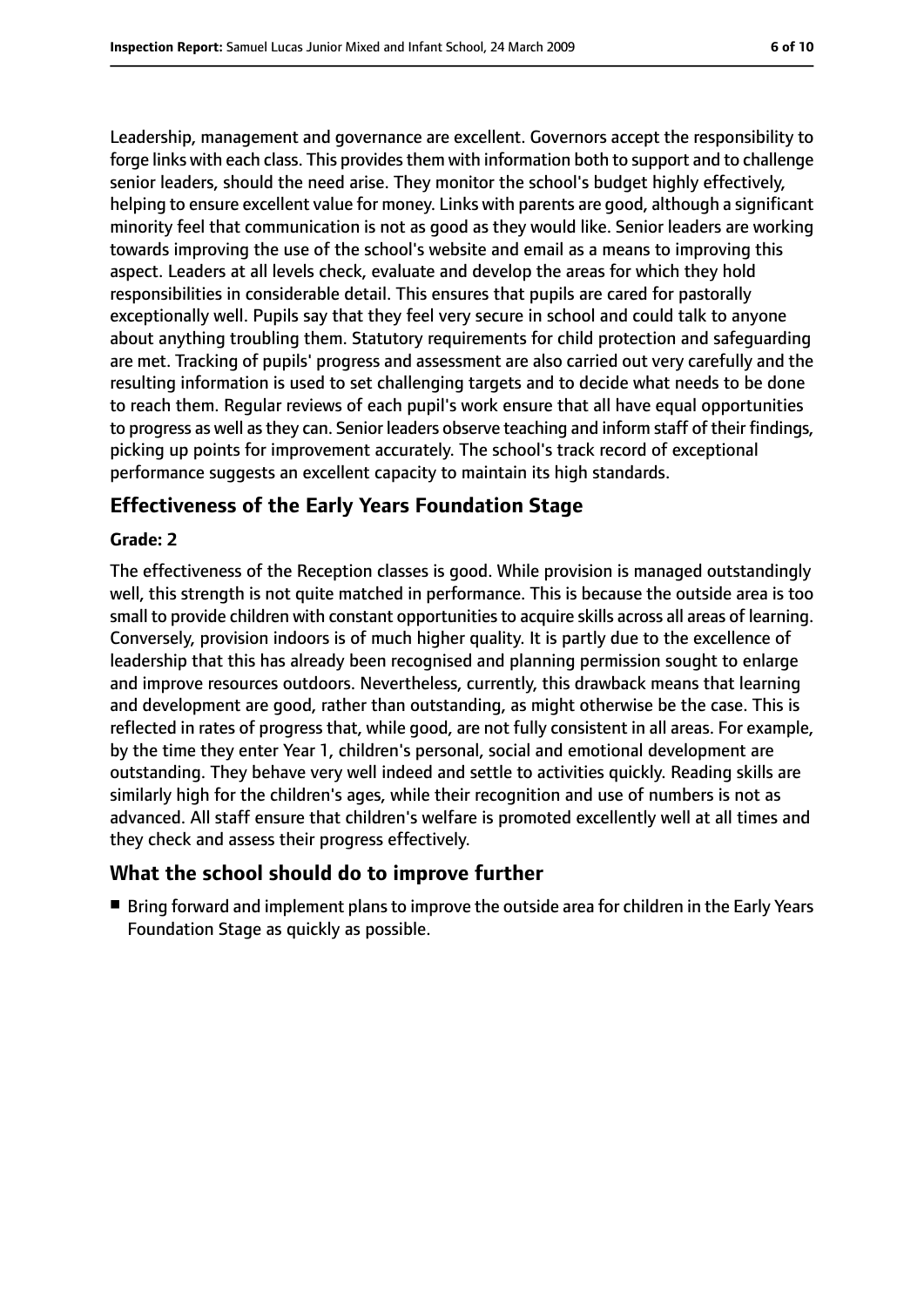Leadership, management and governance are excellent. Governors accept the responsibility to forge links with each class. This provides them with information both to support and to challenge senior leaders, should the need arise. They monitor the school's budget highly effectively, helping to ensure excellent value for money. Links with parents are good, although a significant minority feel that communication is not as good as they would like. Senior leaders are working towards improving the use of the school's website and email as a means to improving this aspect. Leaders at all levels check, evaluate and develop the areas for which they hold responsibilities in considerable detail. This ensures that pupils are cared for pastorally exceptionally well. Pupils say that they feel very secure in school and could talk to anyone about anything troubling them. Statutory requirements for child protection and safeguarding are met. Tracking of pupils' progress and assessment are also carried out very carefully and the resulting information is used to set challenging targets and to decide what needs to be done to reach them. Regular reviews of each pupil's work ensure that all have equal opportunities to progress as well as they can. Senior leaders observe teaching and inform staff of their findings, picking up points for improvement accurately. The school's track record of exceptional performance suggests an excellent capacity to maintain its high standards.

## Effectiveness of the Early Years Foundation Stage

**Grade: 2**

The effectiveness of the Reception classes is good. While provision is managed outstandingly well, this strength is not quite matched in performance. This is because the outside area is too small to provide children with constant opportunities to acquire skills across all areas of learning. Conversely, provision indoors is of much higher quality. It is partly due to the excellence of leadership that this has already been recognised and planning permission sought to enlarge and improve resources outdoors. Nevertheless, currently, this drawback means that learning and development are good, rather than outstanding, as might otherwise be the case. This is reflected in rates of progress that, while good, are not fully consistent in all areas. For example, by the time they enter Year 1, children's personal, social and emotional development are outstanding. They behave very well indeed and settle to activities quickly. Reading skills are similarly high for the children's ages, while their recognition and use of numbers is not as advanced. All staff ensure that children's welfare is promoted excellently well at all times and they check and assess their progress effectively.

## What the school should do to improve further

- Bring forward and implement plans to improve the outside area for children in the Early Years Foundation Stage as quickly as possible.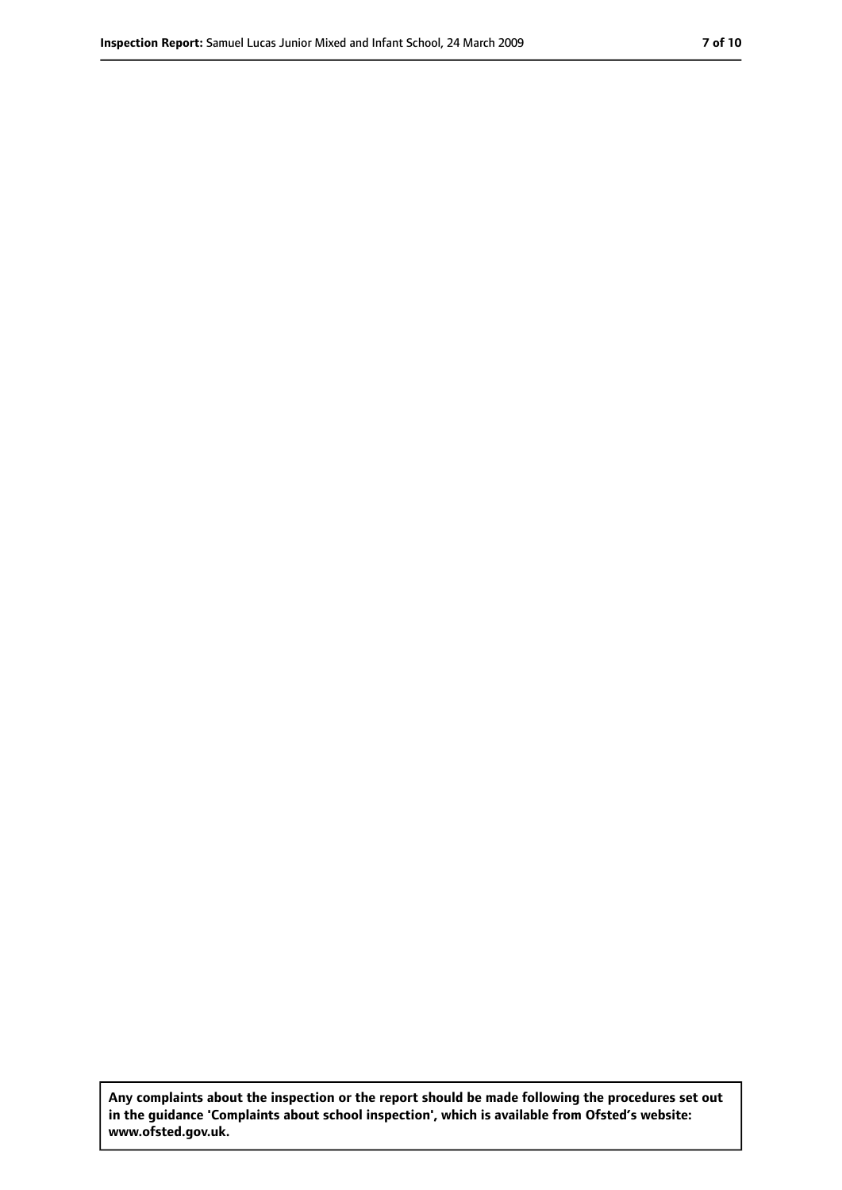**Any complaints about the inspection or the report should be made following the procedures set out in the guidance 'Complaints about school inspection', which is available from Ofsted's website: www.ofsted.gov.uk.**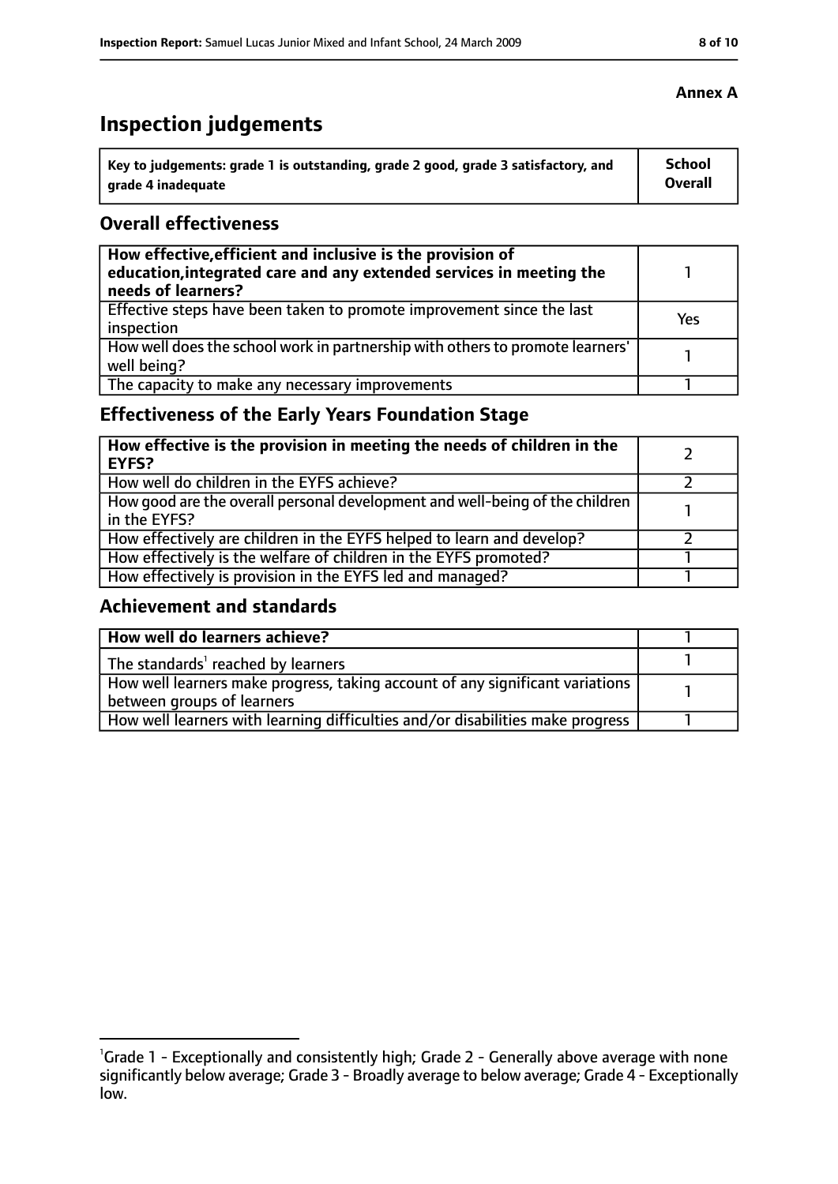**Annex A**

# Inspection judgements

| Key to judgements: grade 1 is outstanding, grade 2 good, grade 3 satisfactory, and grade 4 inadequate | School Overall |
|---|---|

## Overall effectiveness

| | |
|---|---|
| **How effective, efficient and inclusive is the provision of education, integrated care and any extended services in meeting the needs of learners?** | 1 |
| Effective steps have been taken to promote improvement since the last inspection | Yes |
| How well does the school work in partnership with others to promote learners' well being? | 1 |
| The capacity to make any necessary improvements | 1 |

## Effectiveness of the Early Years Foundation Stage

| | |
|---|---|
| **How effective is the provision in meeting the needs of children in the EYFS?** | 2 |
| How well do children in the EYFS achieve? | 2 |
| How good are the overall personal development and well-being of the children in the EYFS? | 1 |
| How effectively are children in the EYFS helped to learn and develop? | 2 |
| How effectively is the welfare of children in the EYFS promoted? | 1 |
| How effectively is provision in the EYFS led and managed? | 1 |

## Achievement and standards

| | |
|---|---|
| **How well do learners achieve?** | 1 |
| The standards[1] reached by learners | 1 |
| How well learners make progress, taking account of any significant variations between groups of learners | 1 |
| How well learners with learning difficulties and/or disabilities make progress | 1 |

[1]Grade 1 - Exceptionally and consistently high; Grade 2 - Generally above average with none significantly below average; Grade 3 - Broadly average to below average; Grade 4 - Exceptionally low.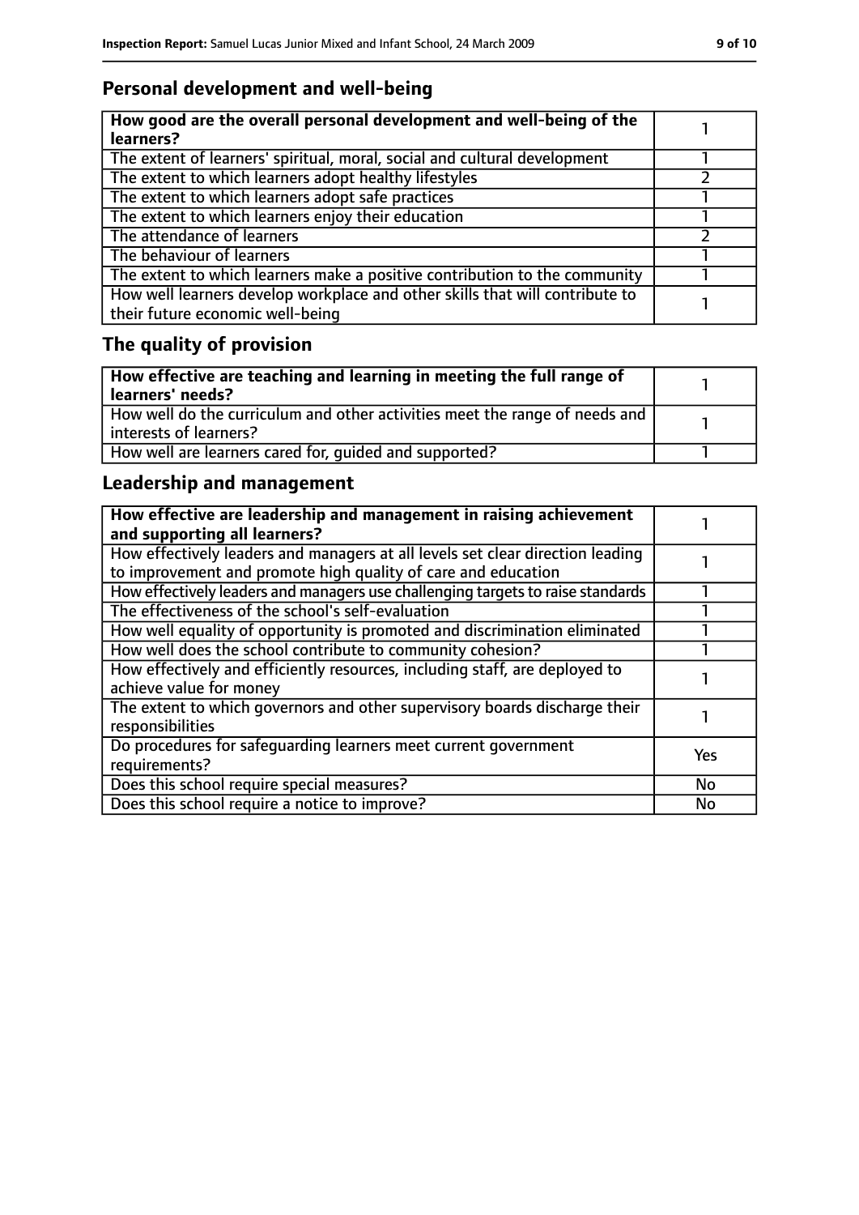## Personal development and well-being

| How good are the overall personal development and well-being of the learners? | 1 |
|---|---|
| The extent of learners' spiritual, moral, social and cultural development | 1 |
| The extent to which learners adopt healthy lifestyles | 2 |
| The extent to which learners adopt safe practices | 1 |
| The extent to which learners enjoy their education | 1 |
| The attendance of learners | 2 |
| The behaviour of learners | 1 |
| The extent to which learners make a positive contribution to the community | 1 |
| How well learners develop workplace and other skills that will contribute to their future economic well-being | 1 |

## The quality of provision

| How effective are teaching and learning in meeting the full range of learners' needs? | 1 |
|---|---|
| How well do the curriculum and other activities meet the range of needs and interests of learners? | 1 |
| How well are learners cared for, guided and supported? | 1 |

## Leadership and management

| How effective are leadership and management in raising achievement and supporting all learners? | 1 |
|---|---|
| How effectively leaders and managers at all levels set clear direction leading to improvement and promote high quality of care and education | 1 |
| How effectively leaders and managers use challenging targets to raise standards | 1 |
| The effectiveness of the school's self-evaluation | 1 |
| How well equality of opportunity is promoted and discrimination eliminated | 1 |
| How well does the school contribute to community cohesion? | 1 |
| How effectively and efficiently resources, including staff, are deployed to achieve value for money | 1 |
| The extent to which governors and other supervisory boards discharge their responsibilities | 1 |
| Do procedures for safeguarding learners meet current government requirements? | Yes |
| Does this school require special measures? | No |
| Does this school require a notice to improve? | No |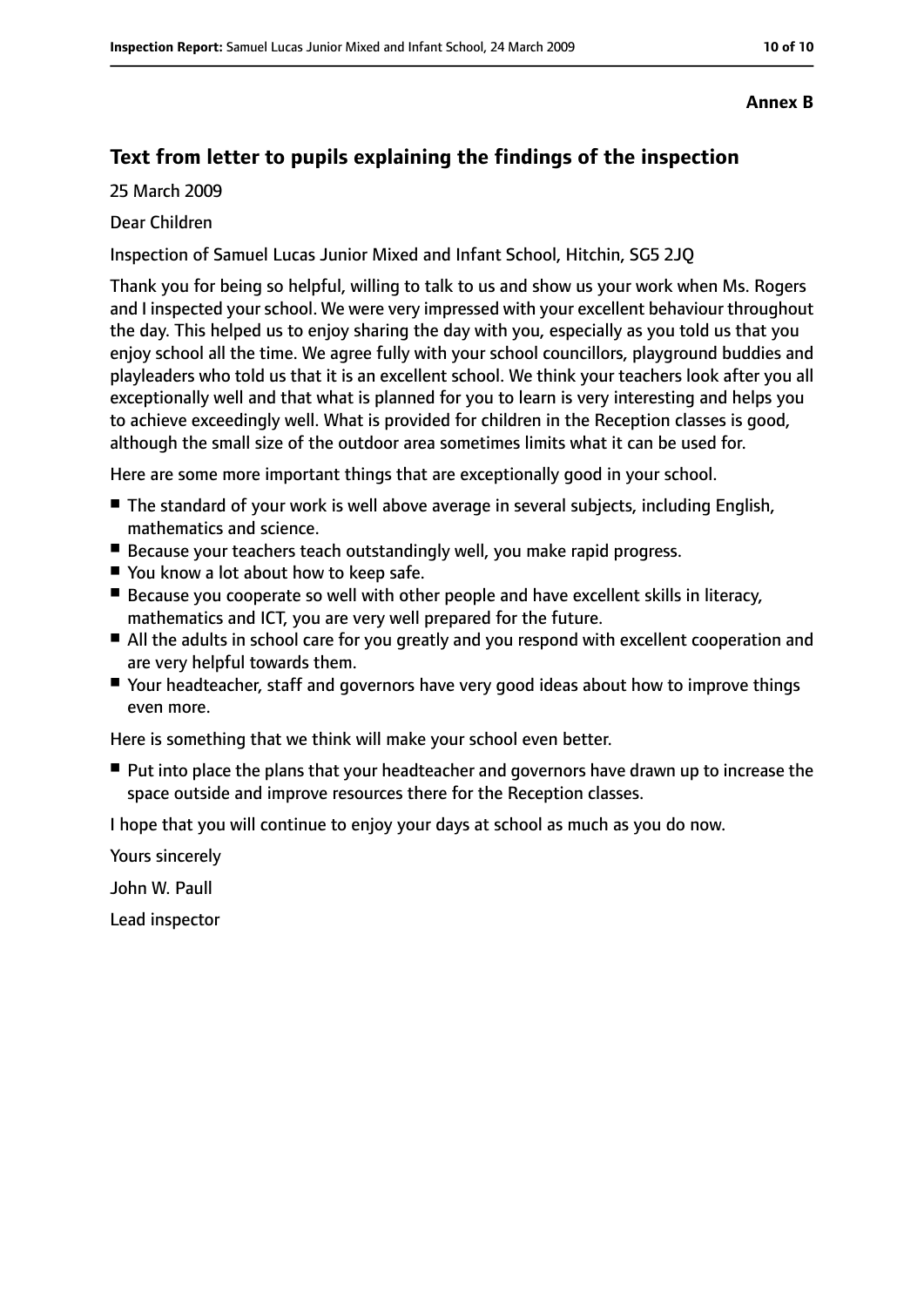**Annex B**

## Text from letter to pupils explaining the findings of the inspection

25 March 2009

Dear Children

Inspection of Samuel Lucas Junior Mixed and Infant School, Hitchin, SG5 2JQ

Thank you for being so helpful, willing to talk to us and show us your work when Ms. Rogers and I inspected your school. We were very impressed with your excellent behaviour throughout the day. This helped us to enjoy sharing the day with you, especially as you told us that you enjoy school all the time. We agree fully with your school councillors, playground buddies and playleaders who told us that it is an excellent school. We think your teachers look after you all exceptionally well and that what is planned for you to learn is very interesting and helps you to achieve exceedingly well. What is provided for children in the Reception classes is good, although the small size of the outdoor area sometimes limits what it can be used for.

Here are some more important things that are exceptionally good in your school.

- The standard of your work is well above average in several subjects, including English, mathematics and science.
- Because your teachers teach outstandingly well, you make rapid progress.
- You know a lot about how to keep safe.
- Because you cooperate so well with other people and have excellent skills in literacy, mathematics and ICT, you are very well prepared for the future.
- All the adults in school care for you greatly and you respond with excellent cooperation and are very helpful towards them.
- Your headteacher, staff and governors have very good ideas about how to improve things even more.

Here is something that we think will make your school even better.

- Put into place the plans that your headteacher and governors have drawn up to increase the space outside and improve resources there for the Reception classes.

I hope that you will continue to enjoy your days at school as much as you do now.

Yours sincerely

John W. Paull

Lead inspector